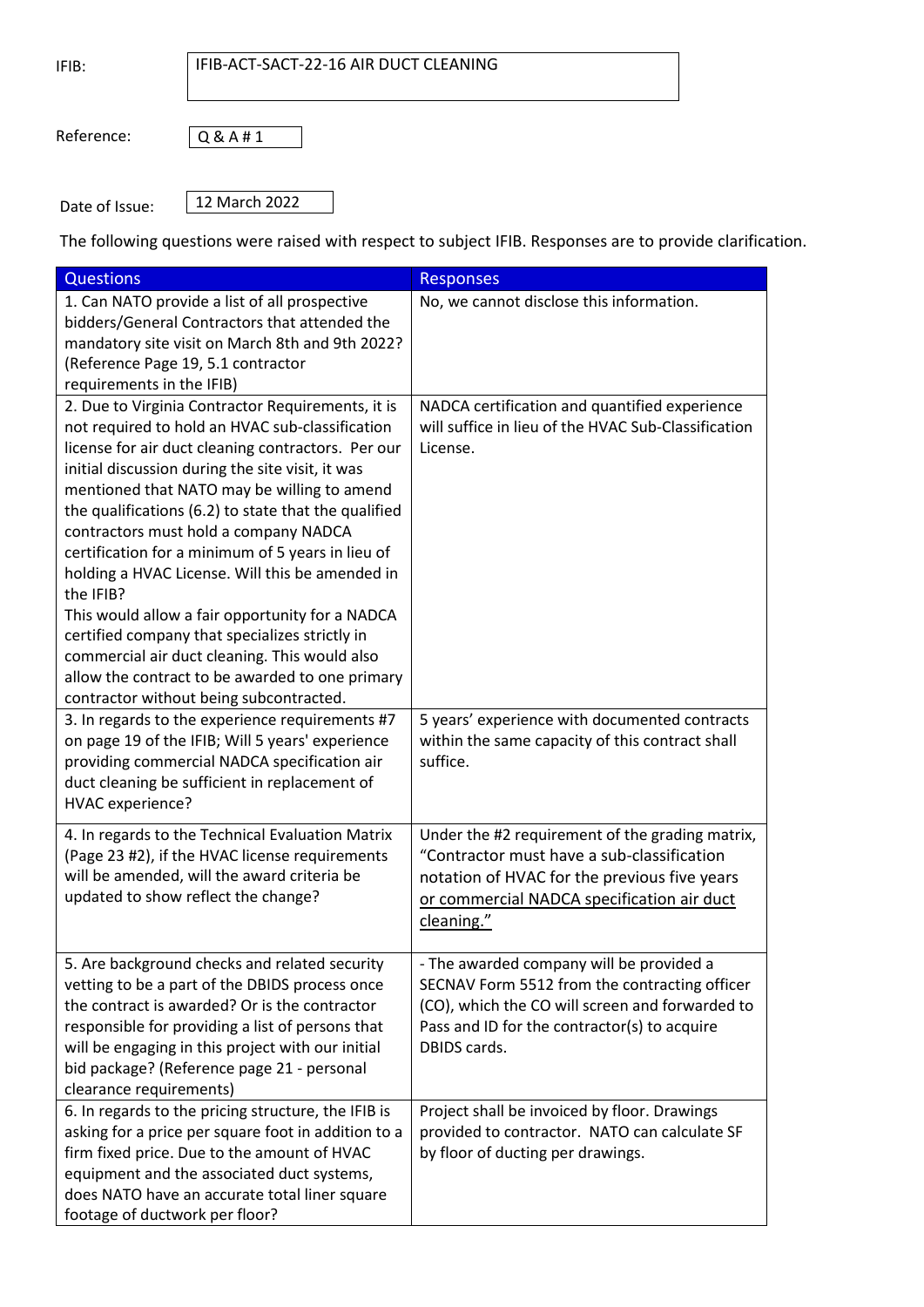IFIB: IFIB-ACT-SACT-22-16 AIR DUCT CLEANING

Reference: Q & A # 1

Date of Issue: 12 March 2022

The following questions were raised with respect to subject IFIB. Responses are to provide clarification.

| Questions | Responses |
|---|---|
| 1. Can NATO provide a list of all prospective bidders/General Contractors that attended the mandatory site visit on March 8th and 9th 2022? (Reference Page 19, 5.1 contractor requirements in the IFIB) | No, we cannot disclose this information. |
| 2. Due to Virginia Contractor Requirements, it is not required to hold an HVAC sub-classification license for air duct cleaning contractors. Per our initial discussion during the site visit, it was mentioned that NATO may be willing to amend the qualifications (6.2) to state that the qualified contractors must hold a company NADCA certification for a minimum of 5 years in lieu of holding a HVAC License. Will this be amended in the IFIB? This would allow a fair opportunity for a NADCA certified company that specializes strictly in commercial air duct cleaning. This would also allow the contract to be awarded to one primary contractor without being subcontracted. | NADCA certification and quantified experience will suffice in lieu of the HVAC Sub-Classification License. |
| 3. In regards to the experience requirements #7 on page 19 of the IFIB; Will 5 years' experience providing commercial NADCA specification air duct cleaning be sufficient in replacement of HVAC experience? | 5 years' experience with documented contracts within the same capacity of this contract shall suffice. |
| 4. In regards to the Technical Evaluation Matrix (Page 23 #2), if the HVAC license requirements will be amended, will the award criteria be updated to show reflect the change? | Under the #2 requirement of the grading matrix, "Contractor must have a sub-classification notation of HVAC for the previous five years <u>or commercial NADCA specification air duct cleaning</u>." |
| 5. Are background checks and related security vetting to be a part of the DBIDS process once the contract is awarded? Or is the contractor responsible for providing a list of persons that will be engaging in this project with our initial bid package? (Reference page 21 - personal clearance requirements) | - The awarded company will be provided a SECNAV Form 5512 from the contracting officer (CO), which the CO will screen and forwarded to Pass and ID for the contractor(s) to acquire DBIDS cards. |
| 6. In regards to the pricing structure, the IFIB is asking for a price per square foot in addition to a firm fixed price. Due to the amount of HVAC equipment and the associated duct systems, does NATO have an accurate total liner square footage of ductwork per floor? | Project shall be invoiced by floor. Drawings provided to contractor. NATO can calculate SF by floor of ducting per drawings. |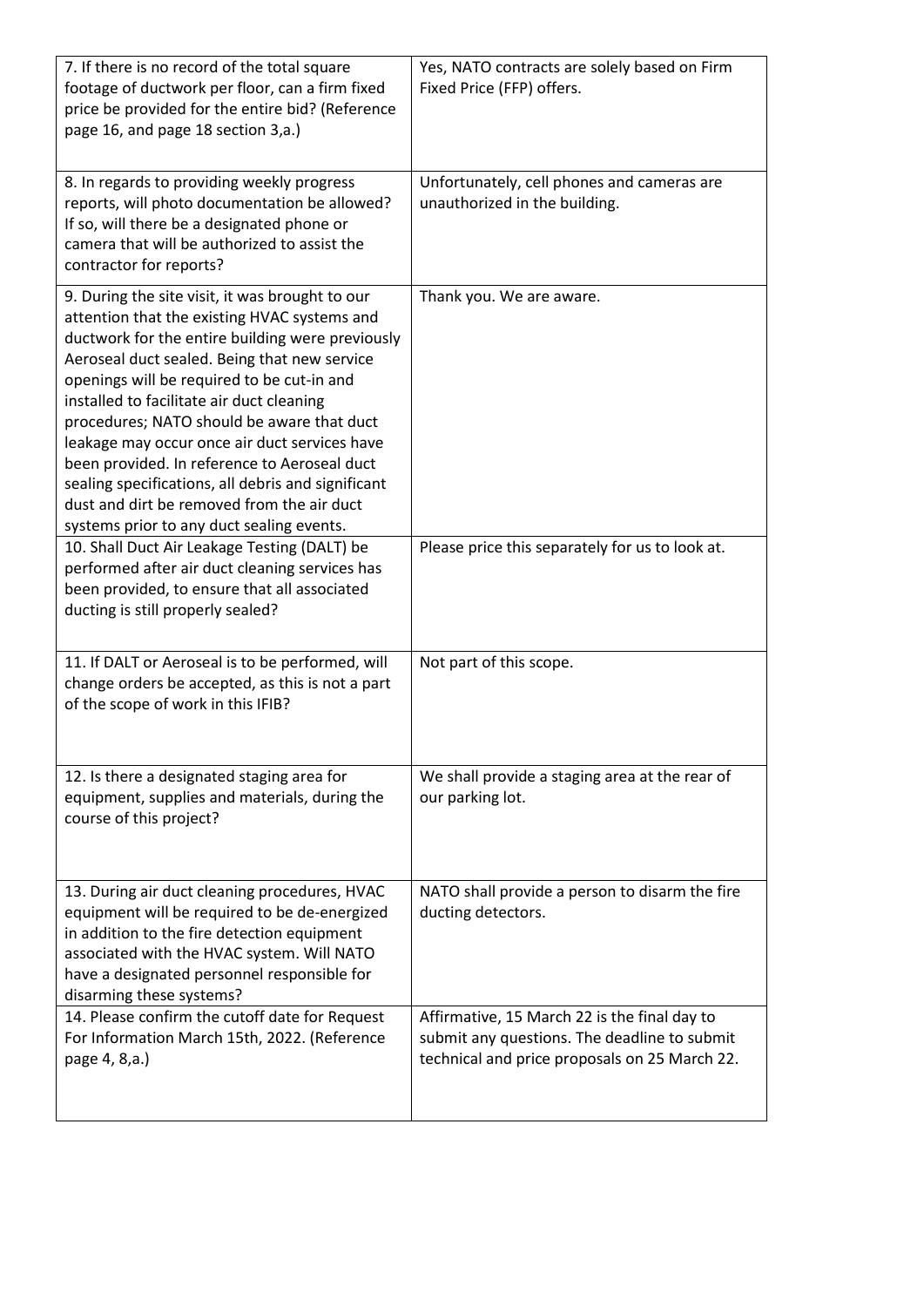| | |
|---|---|
| 7. If there is no record of the total square footage of ductwork per floor, can a firm fixed price be provided for the entire bid? (Reference page 16, and page 18 section 3,a.) | Yes, NATO contracts are solely based on Firm Fixed Price (FFP) offers. |
| 8. In regards to providing weekly progress reports, will photo documentation be allowed? If so, will there be a designated phone or camera that will be authorized to assist the contractor for reports? | Unfortunately, cell phones and cameras are unauthorized in the building. |
| 9. During the site visit, it was brought to our attention that the existing HVAC systems and ductwork for the entire building were previously Aeroseal duct sealed. Being that new service openings will be required to be cut-in and installed to facilitate air duct cleaning procedures; NATO should be aware that duct leakage may occur once air duct services have been provided. In reference to Aeroseal duct sealing specifications, all debris and significant dust and dirt be removed from the air duct systems prior to any duct sealing events. | Thank you. We are aware. |
| 10. Shall Duct Air Leakage Testing (DALT) be performed after air duct cleaning services has been provided, to ensure that all associated ducting is still properly sealed? | Please price this separately for us to look at. |
| 11. If DALT or Aeroseal is to be performed, will change orders be accepted, as this is not a part of the scope of work in this IFIB? | Not part of this scope. |
| 12. Is there a designated staging area for equipment, supplies and materials, during the course of this project? | We shall provide a staging area at the rear of our parking lot. |
| 13. During air duct cleaning procedures, HVAC equipment will be required to be de-energized in addition to the fire detection equipment associated with the HVAC system. Will NATO have a designated personnel responsible for disarming these systems? | NATO shall provide a person to disarm the fire ducting detectors. |
| 14. Please confirm the cutoff date for Request For Information March 15th, 2022. (Reference page 4, 8,a.) | Affirmative, 15 March 22 is the final day to submit any questions. The deadline to submit technical and price proposals on 25 March 22. |